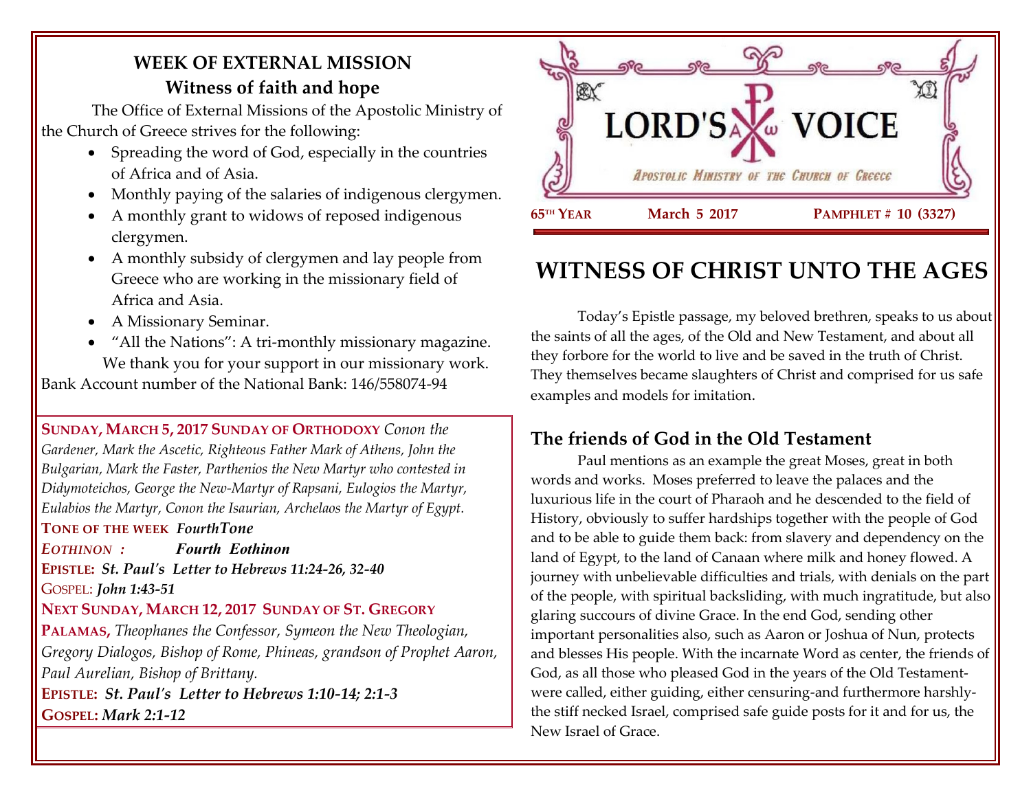# WEEK OF EXTERNAL MISSION

## Witness of faith and hope

The Office of External Missions of the Apostolic Ministry of the Church of Greece strives for the following:

- Spreading the word of God, especially in the countries of Africa and of Asia.
- Monthly paying of the salaries of indigenous clergymen.
- A monthly grant to widows of reposed indigenous clergymen.
- A monthly subsidy of clergymen and lay people from Greece who are working in the missionary field of Africa and Asia.
- A Missionary Seminar.
- "All the Nations": A tri-monthly missionary magazine.

We thank you for your support in our missionary work.

Bank Account number of the National Bank: 146/558074-94

**SUNDAY, MARCH 5, 2017 SUNDAY OF ORTHODOXY** *Conon the Gardener, Mark the Ascetic, Righteous Father Mark of Athens, John the Bulgarian, Mark the Faster, Parthenios the New Martyr who contested in Didymoteichos, George the New-Martyr of Rapsani, Eulogios the Martyr, Eulabios the Martyr, Conon the Isaurian, Archelaos the Martyr of Egypt.*

**TONE OF THE WEEK** ***FourthTone***

***EOTHINON :*** ***Fourth Eothinon***

**EPISTLE:** ***St. Paul's Letter to Hebrews 11:24-26, 32-40***

GOSPEL: ***John 1:43-51***

**NEXT SUNDAY, MARCH 12, 2017 SUNDAY OF ST. GREGORY PALAMAS,** *Theophanes the Confessor, Symeon the New Theologian, Gregory Dialogos, Bishop of Rome, Phineas, grandson of Prophet Aaron, Paul Aurelian, Bishop of Brittany.*

**EPISTLE:** ***St. Paul's Letter to Hebrews 1:10-14; 2:1-3***

**GOSPEL:** ***Mark 2:1-12***

# LORD'S VOICE

*APOSTOLIC MINISTRY OF THE CHURCH OF GREECE*

**65TH YEAR** **March 5 2017** **PAMPHLET # 10 (3327)**

# WITNESS OF CHRIST UNTO THE AGES

Today's Epistle passage, my beloved brethren, speaks to us about the saints of all the ages, of the Old and New Testament, and about all they forbore for the world to live and be saved in the truth of Christ. They themselves became slaughters of Christ and comprised for us safe examples and models for imitation.

## The friends of God in the Old Testament

Paul mentions as an example the great Moses, great in both words and works. Moses preferred to leave the palaces and the luxurious life in the court of Pharaoh and he descended to the field of History, obviously to suffer hardships together with the people of God and to be able to guide them back: from slavery and dependency on the land of Egypt, to the land of Canaan where milk and honey flowed. A journey with unbelievable difficulties and trials, with denials on the part of the people, with spiritual backsliding, with much ingratitude, but also glaring succours of divine Grace. In the end God, sending other important personalities also, such as Aaron or Joshua of Nun, protects and blesses His people. With the incarnate Word as center, the friends of God, as all those who pleased God in the years of the Old Testament-were called, either guiding, either censuring-and furthermore harshly-the stiff necked Israel, comprised safe guide posts for it and for us, the New Israel of Grace.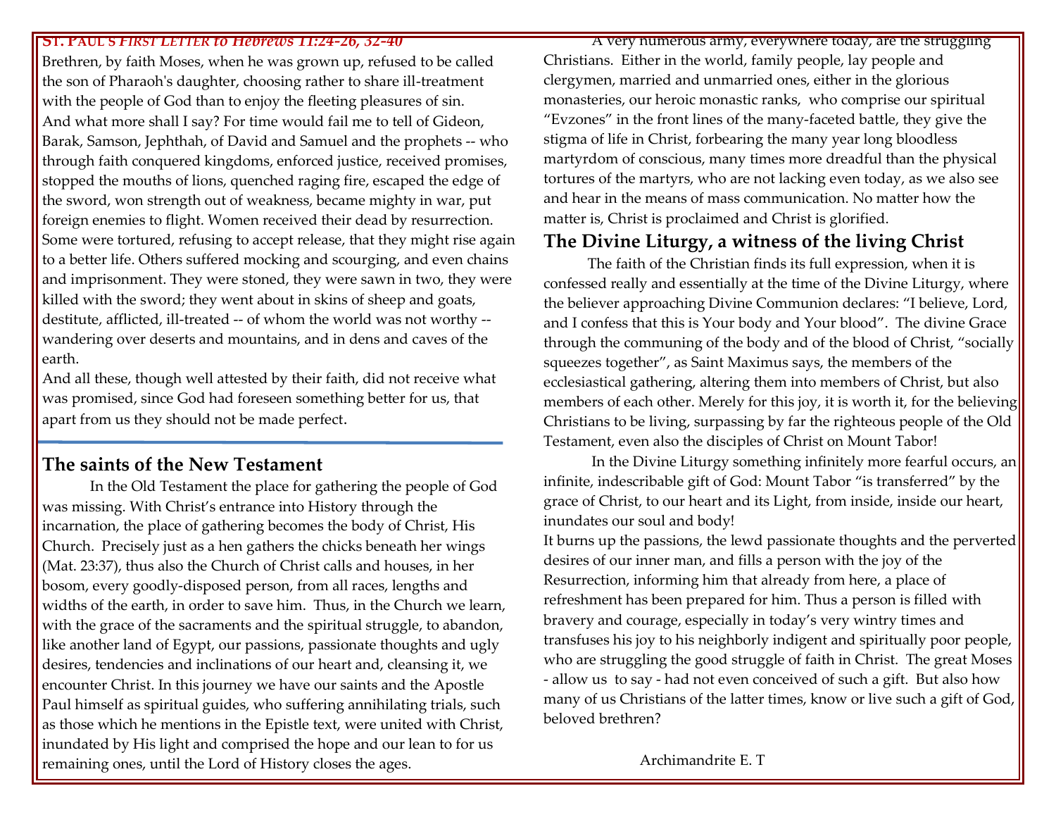**ST. PAUL'S *FIRST LETTER to Hebrews 11:24-26, 32-40***

Brethren, by faith Moses, when he was grown up, refused to be called the son of Pharaoh's daughter, choosing rather to share ill-treatment with the people of God than to enjoy the fleeting pleasures of sin.

And what more shall I say? For time would fail me to tell of Gideon, Barak, Samson, Jephthah, of David and Samuel and the prophets -- who through faith conquered kingdoms, enforced justice, received promises, stopped the mouths of lions, quenched raging fire, escaped the edge of the sword, won strength out of weakness, became mighty in war, put foreign enemies to flight. Women received their dead by resurrection. Some were tortured, refusing to accept release, that they might rise again to a better life. Others suffered mocking and scourging, and even chains and imprisonment. They were stoned, they were sawn in two, they were killed with the sword; they went about in skins of sheep and goats, destitute, afflicted, ill-treated -- of whom the world was not worthy -- wandering over deserts and mountains, and in dens and caves of the earth.

And all these, though well attested by their faith, did not receive what was promised, since God had foreseen something better for us, that apart from us they should not be made perfect.

## The saints of the New Testament

In the Old Testament the place for gathering the people of God was missing. With Christ's entrance into History through the incarnation, the place of gathering becomes the body of Christ, His Church. Precisely just as a hen gathers the chicks beneath her wings (Mat. 23:37), thus also the Church of Christ calls and houses, in her bosom, every goodly-disposed person, from all races, lengths and widths of the earth, in order to save him. Thus, in the Church we learn, with the grace of the sacraments and the spiritual struggle, to abandon, like another land of Egypt, our passions, passionate thoughts and ugly desires, tendencies and inclinations of our heart and, cleansing it, we encounter Christ. In this journey we have our saints and the Apostle Paul himself as spiritual guides, who suffering annihilating trials, such as those which he mentions in the Epistle text, were united with Christ, inundated by His light and comprised the hope and our lean to for us remaining ones, until the Lord of History closes the ages.

A very numerous army, everywhere today, are the struggling Christians. Either in the world, family people, lay people and clergymen, married and unmarried ones, either in the glorious monasteries, our heroic monastic ranks, who comprise our spiritual "Evzones" in the front lines of the many-faceted battle, they give the stigma of life in Christ, forbearing the many year long bloodless martyrdom of conscious, many times more dreadful than the physical tortures of the martyrs, who are not lacking even today, as we also see and hear in the means of mass communication. No matter how the matter is, Christ is proclaimed and Christ is glorified.

## The Divine Liturgy, a witness of the living Christ

The faith of the Christian finds its full expression, when it is confessed really and essentially at the time of the Divine Liturgy, where the believer approaching Divine Communion declares: "I believe, Lord, and I confess that this is Your body and Your blood". The divine Grace through the communing of the body and of the blood of Christ, "socially squeezes together", as Saint Maximus says, the members of the ecclesiastical gathering, altering them into members of Christ, but also members of each other. Merely for this joy, it is worth it, for the believing Christians to be living, surpassing by far the righteous people of the Old Testament, even also the disciples of Christ on Mount Tabor!

In the Divine Liturgy something infinitely more fearful occurs, an infinite, indescribable gift of God: Mount Tabor "is transferred" by the grace of Christ, to our heart and its Light, from inside, inside our heart, inundates our soul and body!

It burns up the passions, the lewd passionate thoughts and the perverted desires of our inner man, and fills a person with the joy of the Resurrection, informing him that already from here, a place of refreshment has been prepared for him. Thus a person is filled with bravery and courage, especially in today's very wintry times and transfuses his joy to his neighborly indigent and spiritually poor people, who are struggling the good struggle of faith in Christ. The great Moses - allow us to say - had not even conceived of such a gift. But also how many of us Christians of the latter times, know or live such a gift of God, beloved brethren?

Archimandrite E. T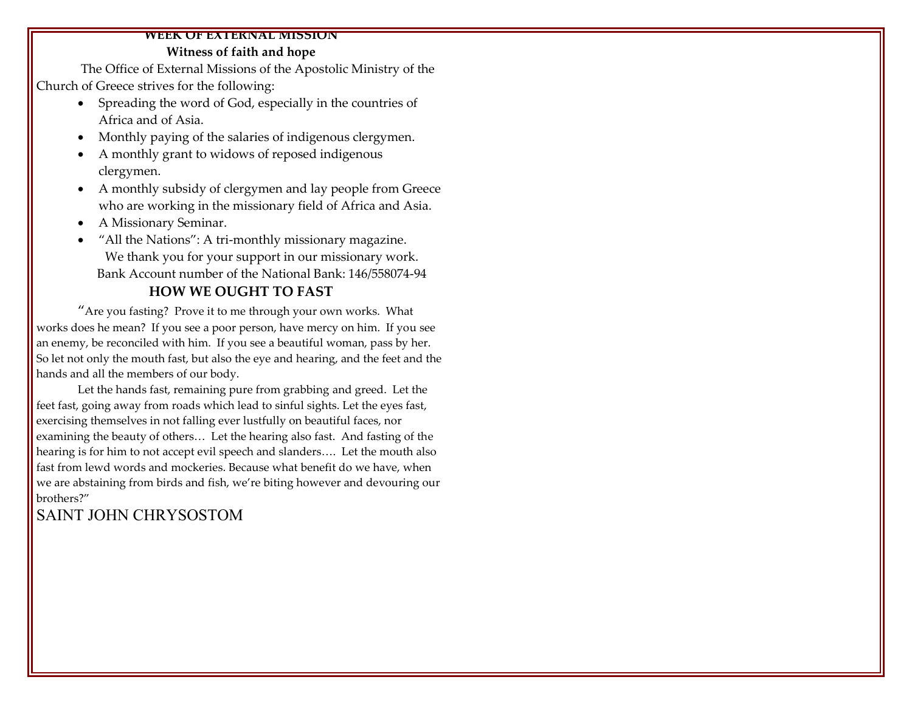## WEEK OF EXTERNAL MISSION

### Witness of faith and hope

The Office of External Missions of the Apostolic Ministry of the Church of Greece strives for the following:

- Spreading the word of God, especially in the countries of Africa and of Asia.
- Monthly paying of the salaries of indigenous clergymen.
- A monthly grant to widows of reposed indigenous clergymen.
- A monthly subsidy of clergymen and lay people from Greece who are working in the missionary field of Africa and Asia.
- A Missionary Seminar.
- "All the Nations": A tri-monthly missionary magazine.

We thank you for your support in our missionary work.

Bank Account number of the National Bank: 146/558074-94

## HOW WE OUGHT TO FAST

"Are you fasting? Prove it to me through your own works. What works does he mean? If you see a poor person, have mercy on him. If you see an enemy, be reconciled with him. If you see a beautiful woman, pass by her. So let not only the mouth fast, but also the eye and hearing, and the feet and the hands and all the members of our body.

Let the hands fast, remaining pure from grabbing and greed. Let the feet fast, going away from roads which lead to sinful sights. Let the eyes fast, exercising themselves in not falling ever lustfully on beautiful faces, nor examining the beauty of others… Let the hearing also fast. And fasting of the hearing is for him to not accept evil speech and slanders…. Let the mouth also fast from lewd words and mockeries. Because what benefit do we have, when we are abstaining from birds and fish, we're biting however and devouring our brothers?"

SAINT JOHN CHRYSOSTOM